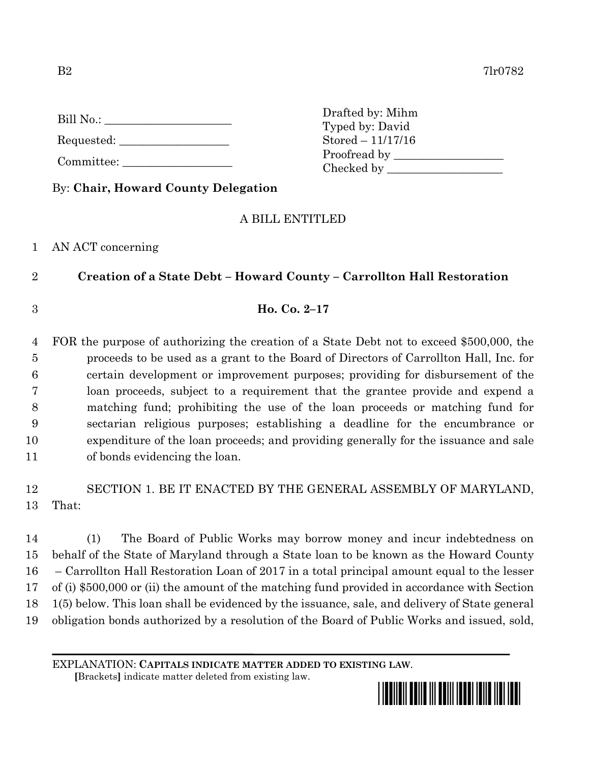B2 7lr0782

Bill No.: ____________________

Requested: ____________________

Committee: ____________________

Drafted by: Mihm
Typed by: David
Stored – 11/17/16
Proofread by ____________________
Checked by ____________________

By: **Chair, Howard County Delegation**

A BILL ENTITLED

1 AN ACT concerning

2 **Creation of a State Debt – Howard County – Carrollton Hall Restoration**

3 **Ho. Co. 2–17**

4 FOR the purpose of authorizing the creation of a State Debt not to exceed $500,000, the
5 proceeds to be used as a grant to the Board of Directors of Carrollton Hall, Inc. for
6 certain development or improvement purposes; providing for disbursement of the
7 loan proceeds, subject to a requirement that the grantee provide and expend a
8 matching fund; prohibiting the use of the loan proceeds or matching fund for
9 sectarian religious purposes; establishing a deadline for the encumbrance or
10 expenditure of the loan proceeds; and providing generally for the issuance and sale
11 of bonds evidencing the loan.

12 SECTION 1. BE IT ENACTED BY THE GENERAL ASSEMBLY OF MARYLAND,
13 That:

14 (1) The Board of Public Works may borrow money and incur indebtedness on
15 behalf of the State of Maryland through a State loan to be known as the Howard County
16 – Carrollton Hall Restoration Loan of 2017 in a total principal amount equal to the lesser
17 of (i) $500,000 or (ii) the amount of the matching fund provided in accordance with Section
18 1(5) below. This loan shall be evidenced by the issuance, sale, and delivery of State general
19 obligation bonds authorized by a resolution of the Board of Public Works and issued, sold,

EXPLANATION: **CAPITALS INDICATE MATTER ADDED TO EXISTING LAW.**
**[**Brackets**]** indicate matter deleted from existing law.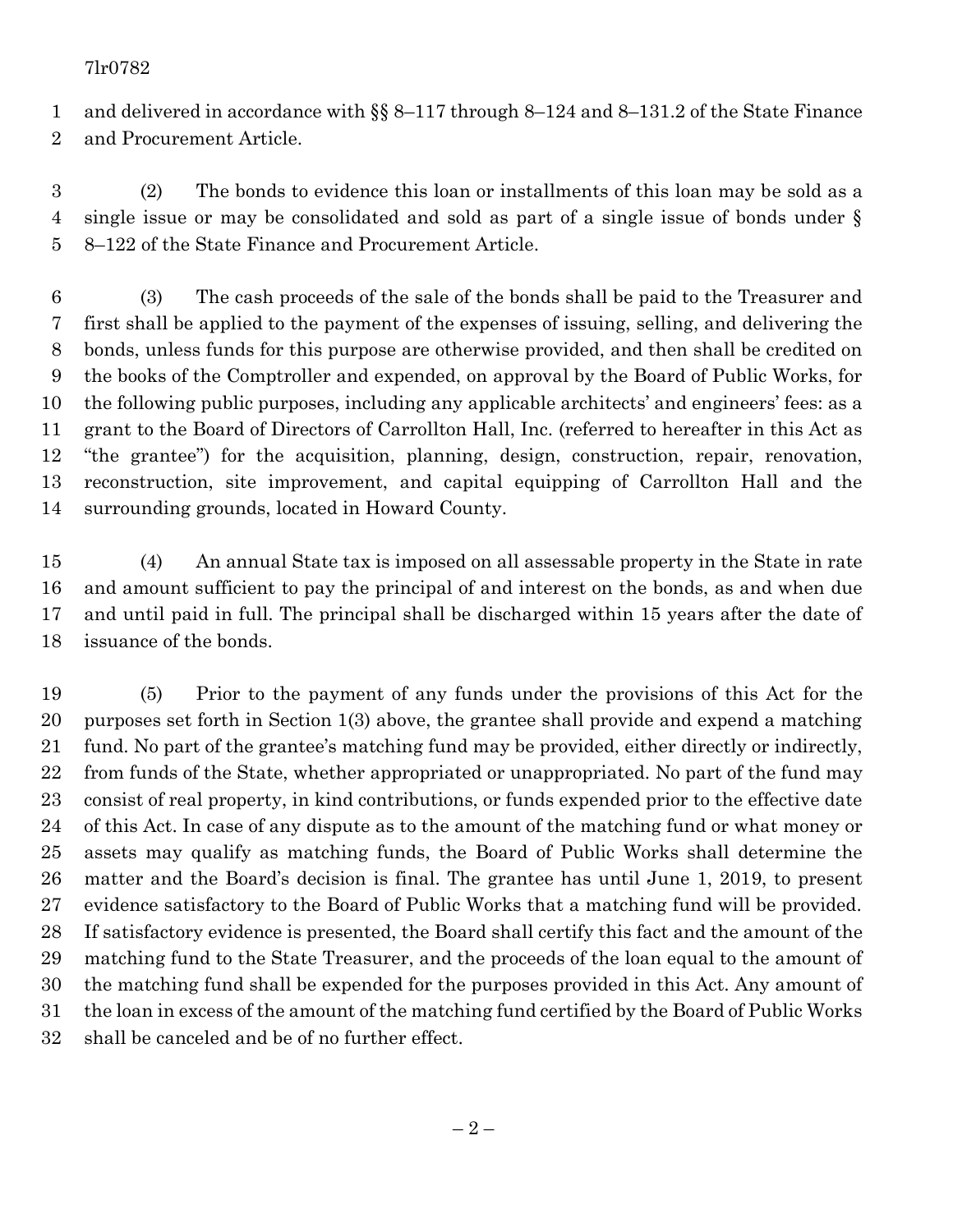and delivered in accordance with §§ 8–117 through 8–124 and 8–131.2 of the State Finance and Procurement Article.

(2) The bonds to evidence this loan or installments of this loan may be sold as a single issue or may be consolidated and sold as part of a single issue of bonds under § 8–122 of the State Finance and Procurement Article.

(3) The cash proceeds of the sale of the bonds shall be paid to the Treasurer and first shall be applied to the payment of the expenses of issuing, selling, and delivering the bonds, unless funds for this purpose are otherwise provided, and then shall be credited on the books of the Comptroller and expended, on approval by the Board of Public Works, for the following public purposes, including any applicable architects' and engineers' fees: as a grant to the Board of Directors of Carrollton Hall, Inc. (referred to hereafter in this Act as "the grantee") for the acquisition, planning, design, construction, repair, renovation, reconstruction, site improvement, and capital equipping of Carrollton Hall and the surrounding grounds, located in Howard County.

(4) An annual State tax is imposed on all assessable property in the State in rate and amount sufficient to pay the principal of and interest on the bonds, as and when due and until paid in full. The principal shall be discharged within 15 years after the date of issuance of the bonds.

(5) Prior to the payment of any funds under the provisions of this Act for the purposes set forth in Section 1(3) above, the grantee shall provide and expend a matching fund. No part of the grantee's matching fund may be provided, either directly or indirectly, from funds of the State, whether appropriated or unappropriated. No part of the fund may consist of real property, in kind contributions, or funds expended prior to the effective date of this Act. In case of any dispute as to the amount of the matching fund or what money or assets may qualify as matching funds, the Board of Public Works shall determine the matter and the Board's decision is final. The grantee has until June 1, 2019, to present evidence satisfactory to the Board of Public Works that a matching fund will be provided. If satisfactory evidence is presented, the Board shall certify this fact and the amount of the matching fund to the State Treasurer, and the proceeds of the loan equal to the amount of the matching fund shall be expended for the purposes provided in this Act. Any amount of the loan in excess of the amount of the matching fund certified by the Board of Public Works shall be canceled and be of no further effect.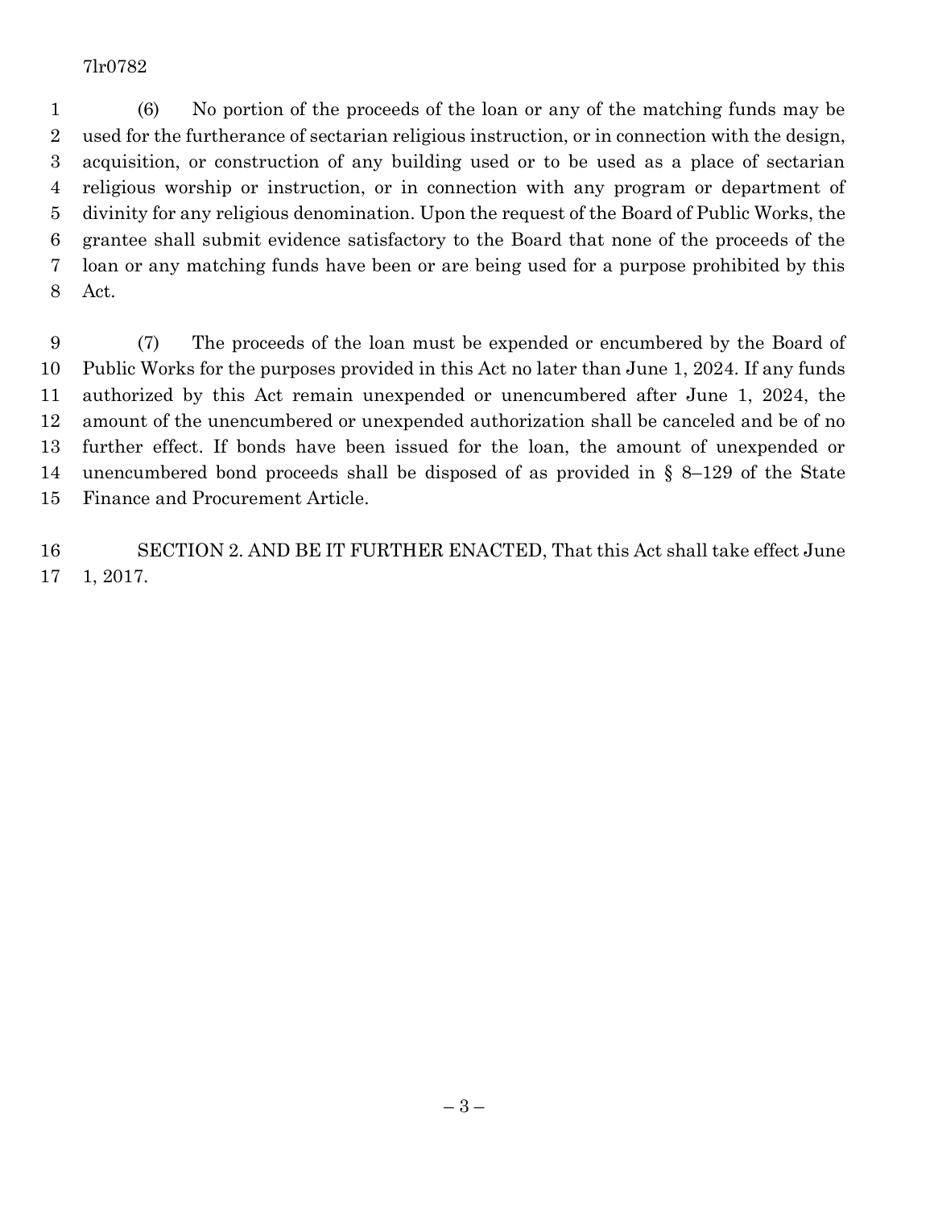(6) No portion of the proceeds of the loan or any of the matching funds may be used for the furtherance of sectarian religious instruction, or in connection with the design, acquisition, or construction of any building used or to be used as a place of sectarian religious worship or instruction, or in connection with any program or department of divinity for any religious denomination. Upon the request of the Board of Public Works, the grantee shall submit evidence satisfactory to the Board that none of the proceeds of the loan or any matching funds have been or are being used for a purpose prohibited by this Act.

(7) The proceeds of the loan must be expended or encumbered by the Board of Public Works for the purposes provided in this Act no later than June 1, 2024. If any funds authorized by this Act remain unexpended or unencumbered after June 1, 2024, the amount of the unencumbered or unexpended authorization shall be canceled and be of no further effect. If bonds have been issued for the loan, the amount of unexpended or unencumbered bond proceeds shall be disposed of as provided in § 8–129 of the State Finance and Procurement Article.

SECTION 2. AND BE IT FURTHER ENACTED, That this Act shall take effect June 1, 2017.